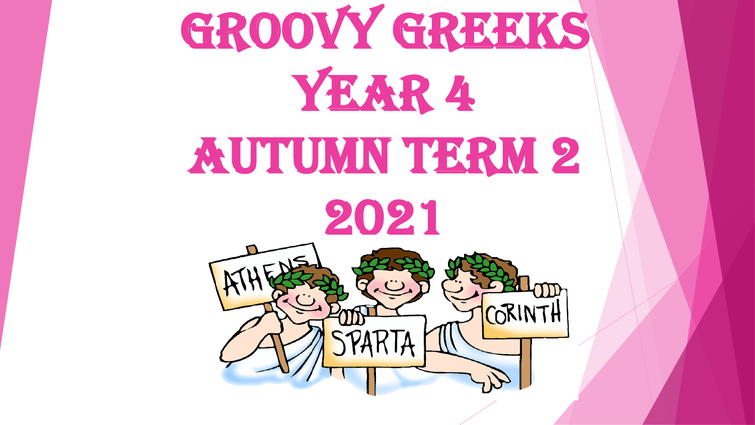# GROOVY GREEKS
# YEAR 4
# AUTUMN TERM 2
# 2021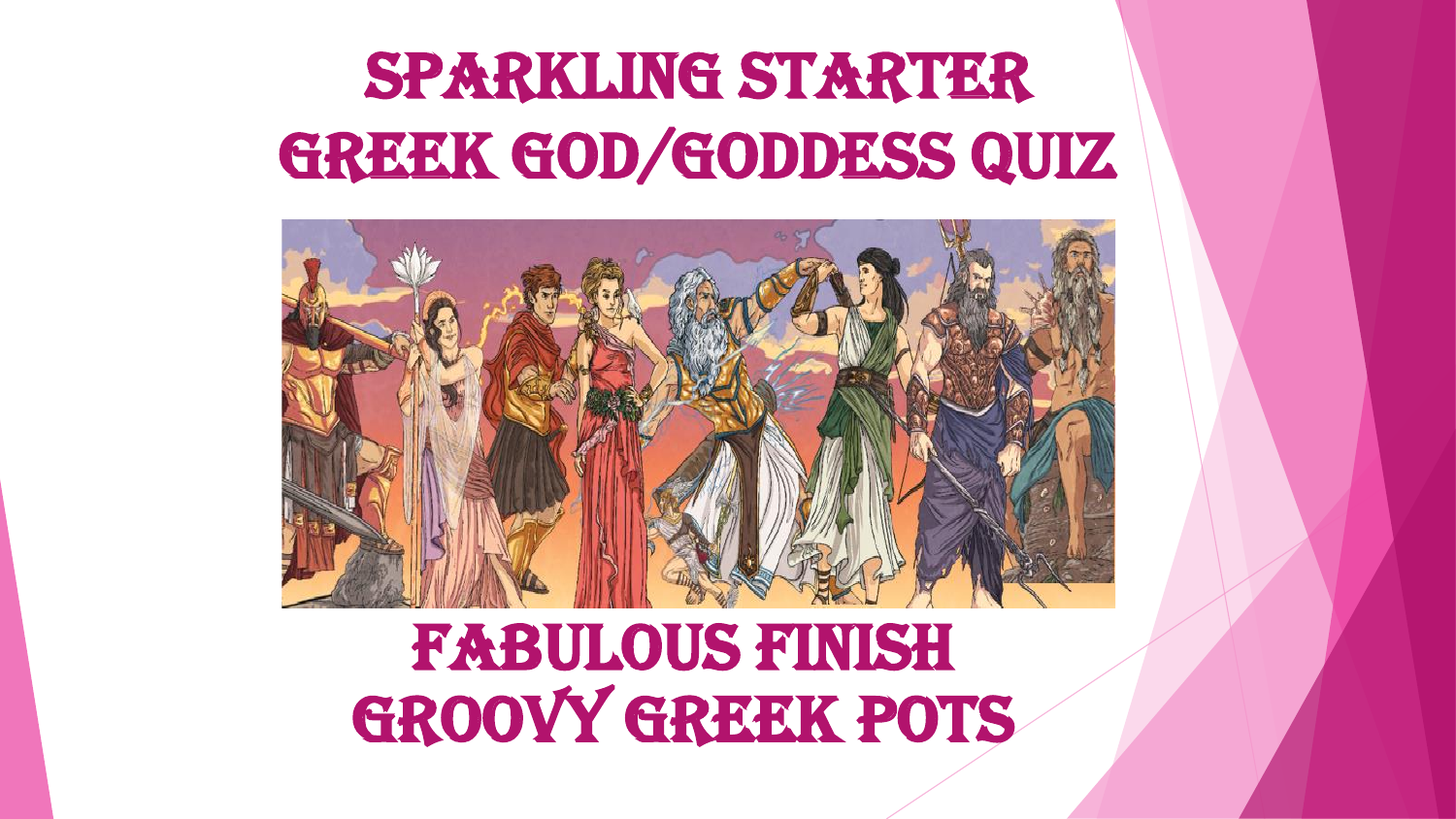# SPARKLING STARTER
# GREEK GOD/GODDESS QUIZ

# FABULOUS FINISH
# GROOVY GREEK POTS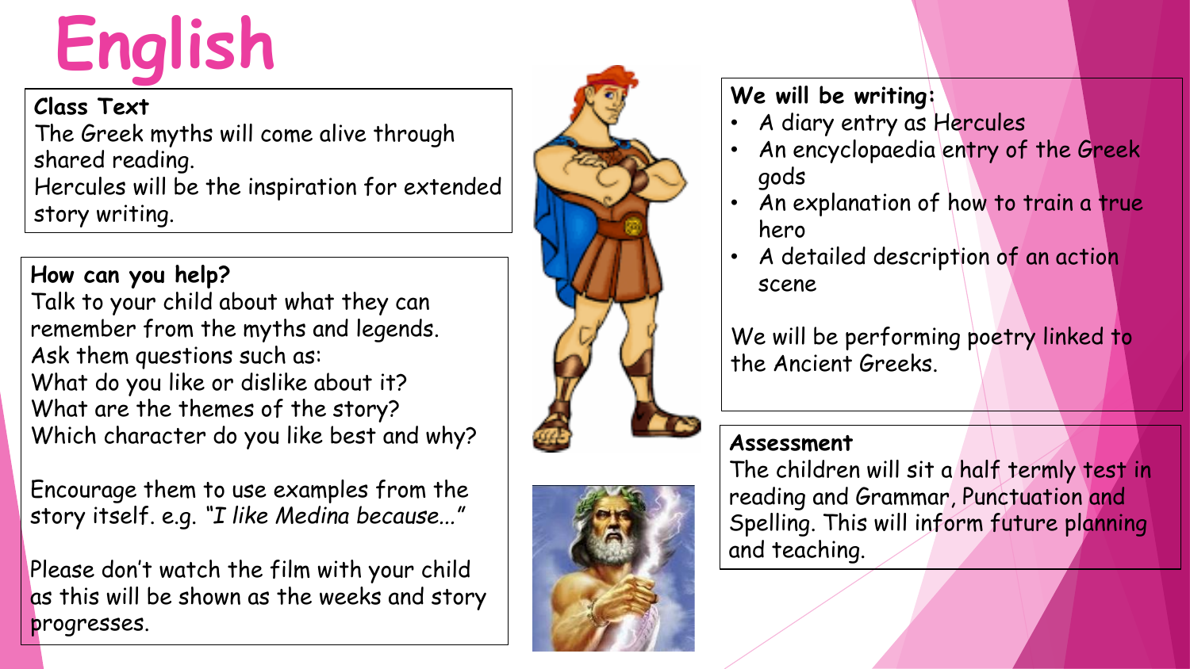# English

**Class Text**

The Greek myths will come alive through shared reading.
Hercules will be the inspiration for extended story writing.

**How can you help?**

Talk to your child about what they can remember from the myths and legends.
Ask them questions such as:
What do you like or dislike about it?
What are the themes of the story?
Which character do you like best and why?

Encourage them to use examples from the story itself. e.g. *"I like Medina because…"*

Please don't watch the film with your child as this will be shown as the weeks and story progresses.

**We will be writing:**

- A diary entry as Hercules
- An encyclopaedia entry of the Greek gods
- An explanation of how to train a true hero
- A detailed description of an action scene

We will be performing poetry linked to the Ancient Greeks.

**Assessment**

The children will sit a half termly test in reading and Grammar, Punctuation and Spelling. This will inform future planning and teaching.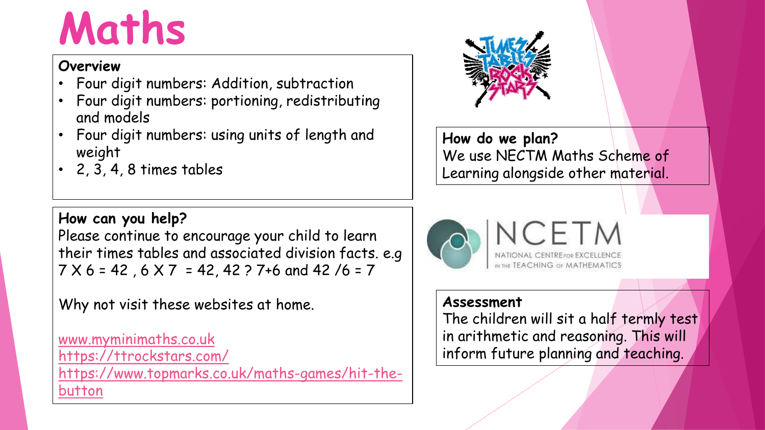# Maths

**Overview**

- Four digit numbers: Addition, subtraction
- Four digit numbers: portioning, redistributing and models
- Four digit numbers: using units of length and weight
- 2, 3, 4, 8 times tables

**How can you help?**

Please continue to encourage your child to learn their times tables and associated division facts. e.g 7 X 6 = 42 , 6 X 7 = 42, 42 ? 7+6 and 42 /6 = 7

Why not visit these websites at home.

www.myminimaths.co.uk
https://ttrockstars.com/
https://www.topmarks.co.uk/maths-games/hit-the-button

**How do we plan?**

We use NECTM Maths Scheme of Learning alongside other material.

NCETM
NATIONAL CENTRE FOR EXCELLENCE IN THE TEACHING OF MATHEMATICS

**Assessment**

The children will sit a half termly test in arithmetic and reasoning. This will inform future planning and teaching.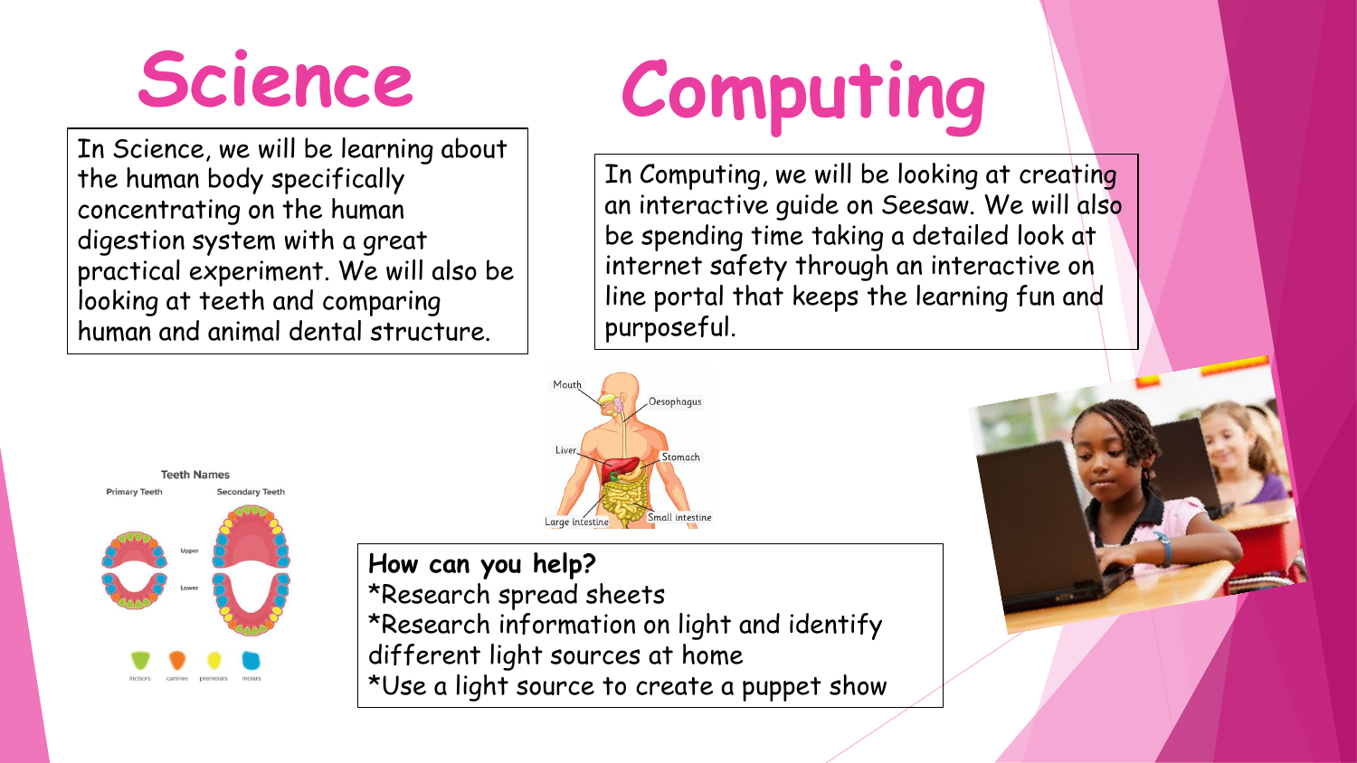# Science

In Science, we will be learning about the human body specifically concentrating on the human digestion system with a great practical experiment. We will also be looking at teeth and comparing human and animal dental structure.

# Computing

In Computing, we will be looking at creating an interactive guide on Seesaw. We will also be spending time taking a detailed look at internet safety through an interactive on line portal that keeps the learning fun and purposeful.

**How can you help?**

*Research spread sheets

*Research information on light and identify different light sources at home

*Use a light source to create a puppet show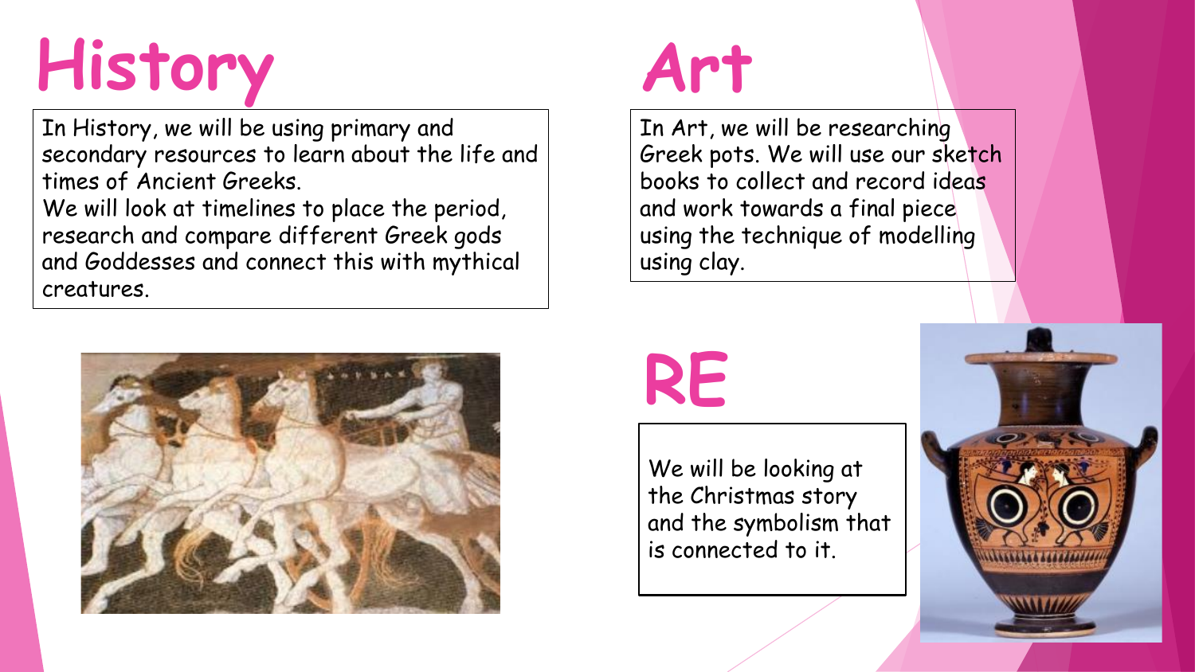# History

In History, we will be using primary and secondary resources to learn about the life and times of Ancient Greeks.
We will look at timelines to place the period, research and compare different Greek gods and Goddesses and connect this with mythical creatures.

# Art

In Art, we will be researching Greek pots. We will use our sketch books to collect and record ideas and work towards a final piece using the technique of modelling using clay.

# RE

We will be looking at the Christmas story and the symbolism that is connected to it.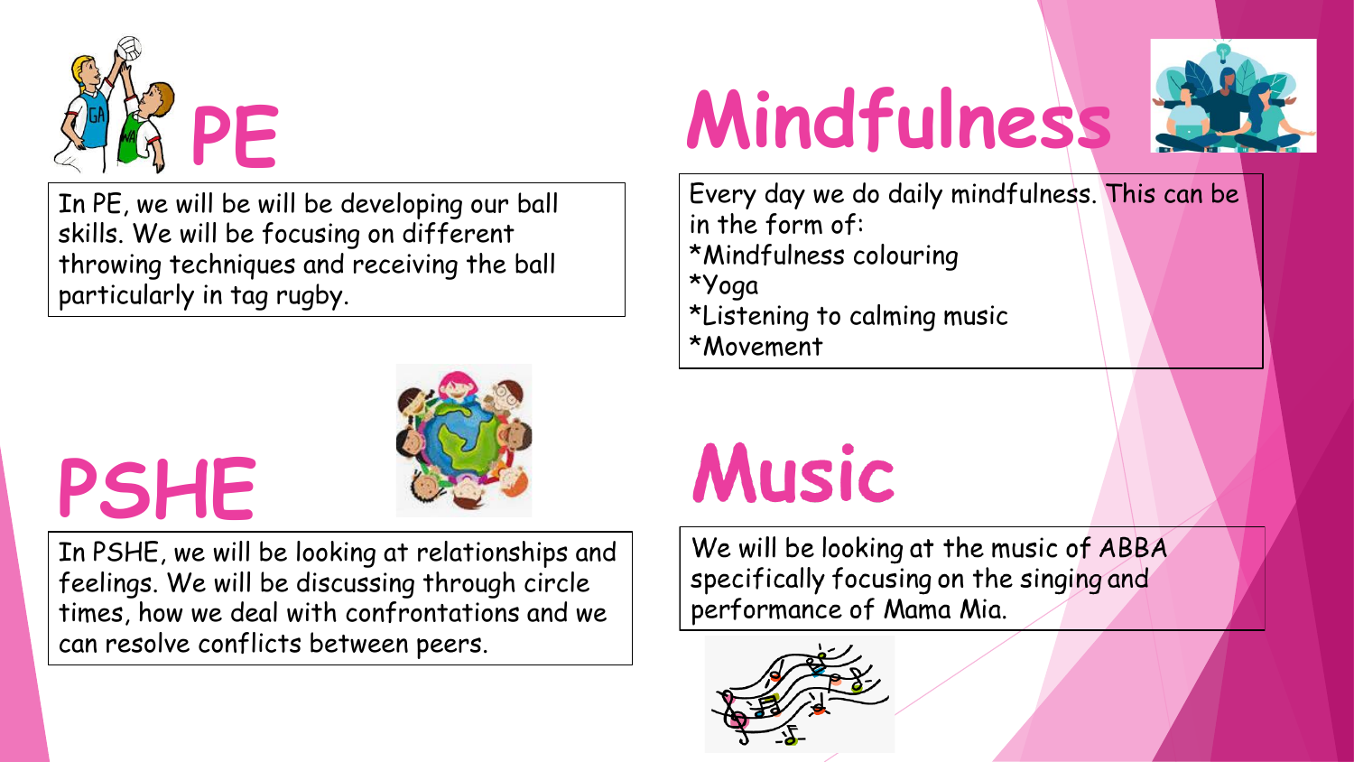# PE

In PE, we will be will be developing our ball skills. We will be focusing on different throwing techniques and receiving the ball particularly in tag rugby.

# Mindfulness

Every day we do daily mindfulness. This can be in the form of:
*Mindfulness colouring
*Yoga
*Listening to calming music
*Movement

# PSHE

In PSHE, we will be looking at relationships and feelings. We will be discussing through circle times, how we deal with confrontations and we can resolve conflicts between peers.

# Music

We will be looking at the music of ABBA specifically focusing on the singing and performance of Mama Mia.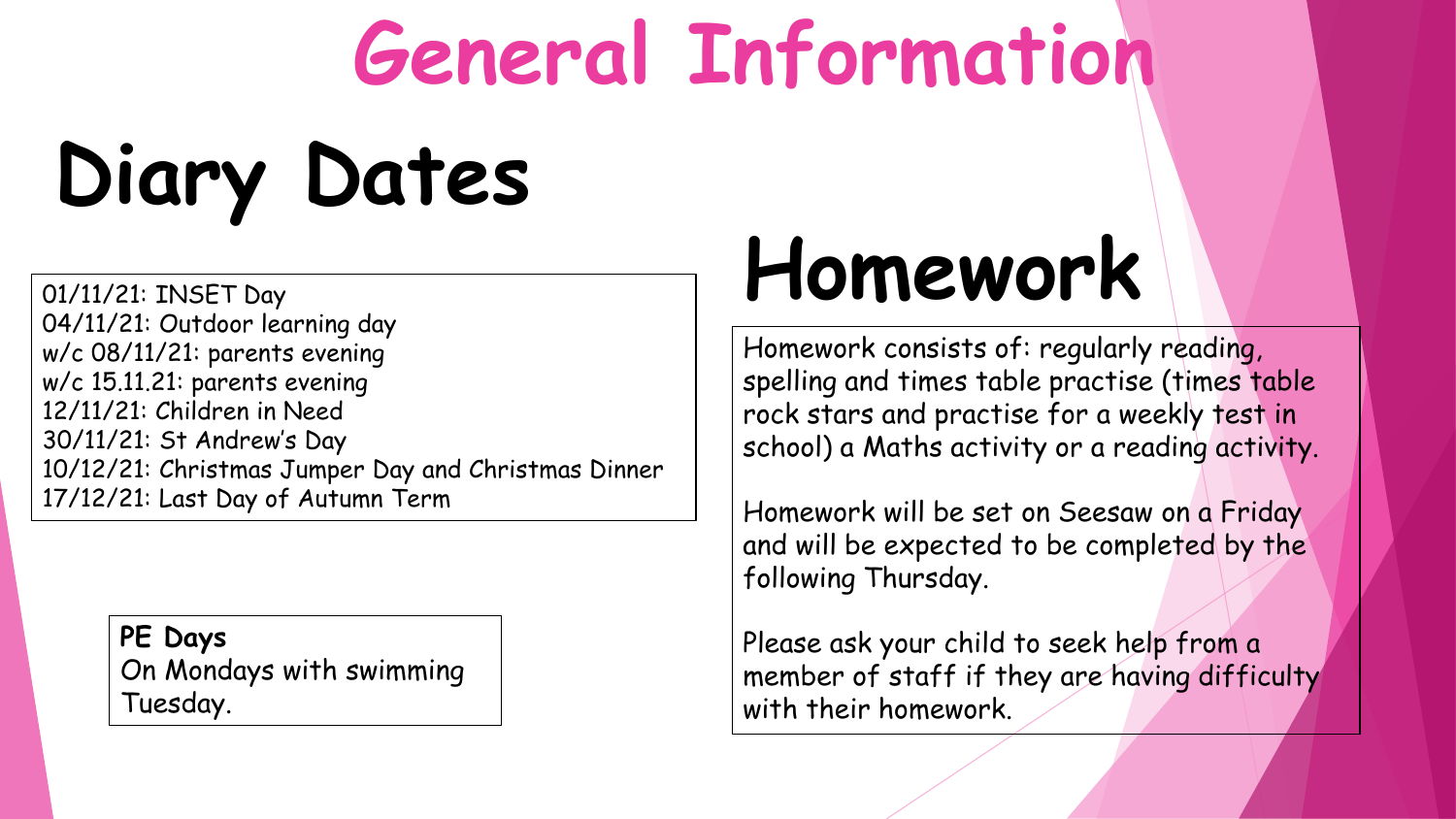# General Information

## Diary Dates

01/11/21: INSET Day
04/11/21: Outdoor learning day
w/c 08/11/21: parents evening
w/c 15.11.21: parents evening
12/11/21: Children in Need
30/11/21: St Andrew's Day
10/12/21: Christmas Jumper Day and Christmas Dinner
17/12/21: Last Day of Autumn Term

**PE Days**
On Mondays with swimming Tuesday.

## Homework

Homework consists of: regularly reading, spelling and times table practise (times table rock stars and practise for a weekly test in school) a Maths activity or a reading activity.

Homework will be set on Seesaw on a Friday and will be expected to be completed by the following Thursday.

Please ask your child to seek help from a member of staff if they are having difficulty with their homework.